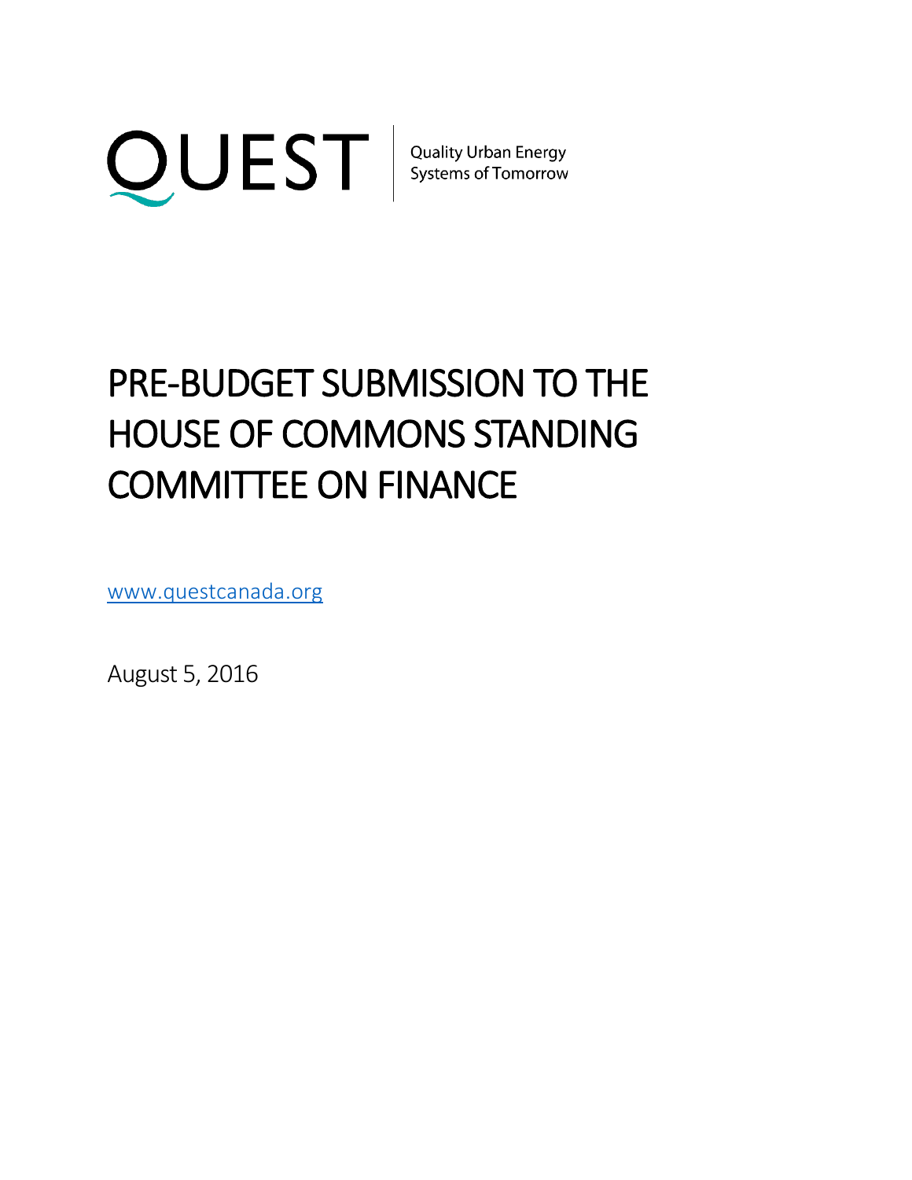QUEST

Quality Urban Energy Systems of Tomorrow

# PRE-BUDGET SUBMISSION TO THE HOUSE OF COMMONS STANDING COMMITTEE ON FINANCE

www.questcanada.org

August 5, 2016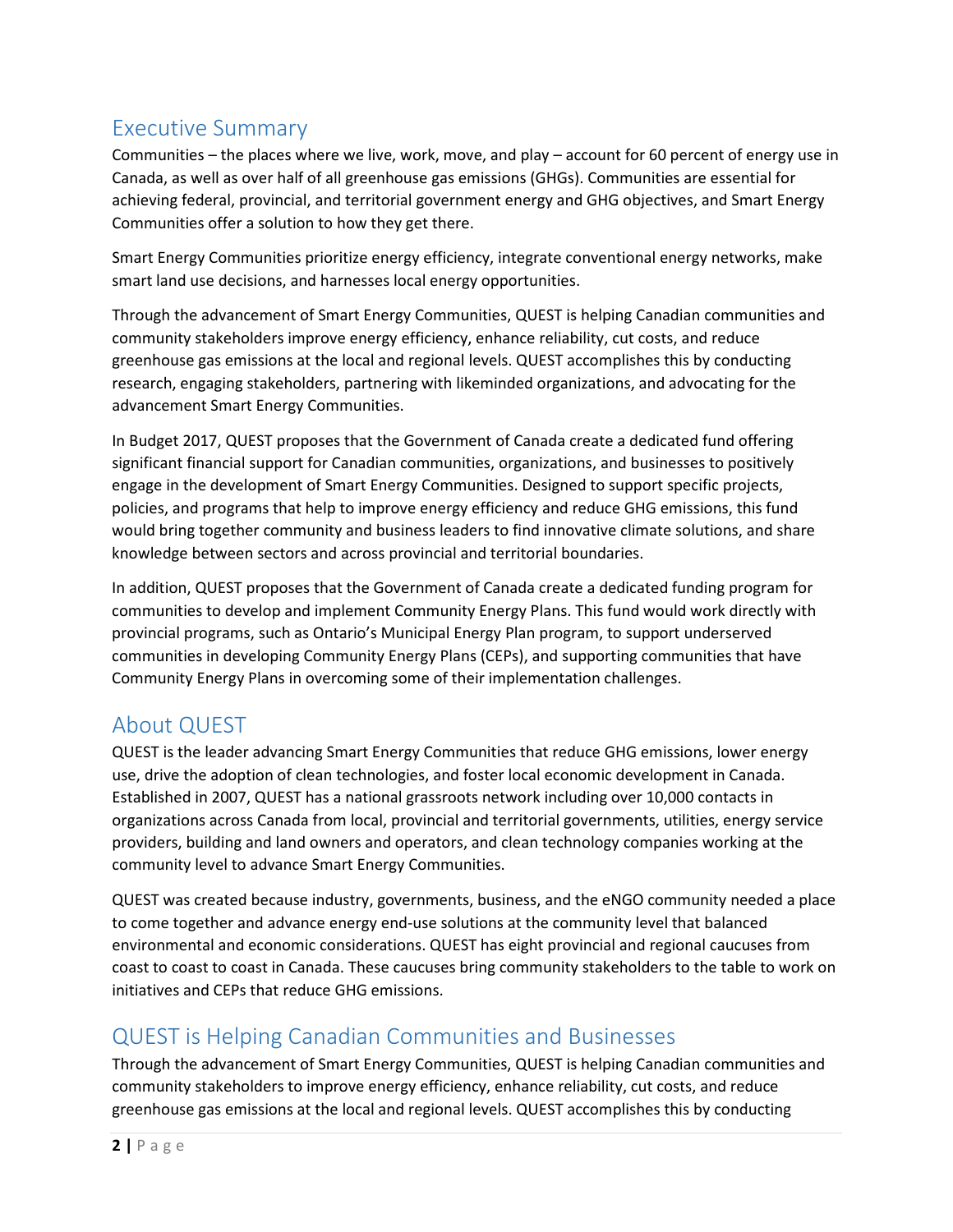## Executive Summary

Communities – the places where we live, work, move, and play – account for 60 percent of energy use in Canada, as well as over half of all greenhouse gas emissions (GHGs). Communities are essential for achieving federal, provincial, and territorial government energy and GHG objectives, and Smart Energy Communities offer a solution to how they get there.

Smart Energy Communities prioritize energy efficiency, integrate conventional energy networks, make smart land use decisions, and harnesses local energy opportunities.

Through the advancement of Smart Energy Communities, QUEST is helping Canadian communities and community stakeholders improve energy efficiency, enhance reliability, cut costs, and reduce greenhouse gas emissions at the local and regional levels. QUEST accomplishes this by conducting research, engaging stakeholders, partnering with likeminded organizations, and advocating for the advancement Smart Energy Communities.

In Budget 2017, QUEST proposes that the Government of Canada create a dedicated fund offering significant financial support for Canadian communities, organizations, and businesses to positively engage in the development of Smart Energy Communities. Designed to support specific projects, policies, and programs that help to improve energy efficiency and reduce GHG emissions, this fund would bring together community and business leaders to find innovative climate solutions, and share knowledge between sectors and across provincial and territorial boundaries.

In addition, QUEST proposes that the Government of Canada create a dedicated funding program for communities to develop and implement Community Energy Plans. This fund would work directly with provincial programs, such as Ontario's Municipal Energy Plan program, to support underserved communities in developing Community Energy Plans (CEPs), and supporting communities that have Community Energy Plans in overcoming some of their implementation challenges.

## About QUEST

QUEST is the leader advancing Smart Energy Communities that reduce GHG emissions, lower energy use, drive the adoption of clean technologies, and foster local economic development in Canada. Established in 2007, QUEST has a national grassroots network including over 10,000 contacts in organizations across Canada from local, provincial and territorial governments, utilities, energy service providers, building and land owners and operators, and clean technology companies working at the community level to advance Smart Energy Communities.

QUEST was created because industry, governments, business, and the eNGO community needed a place to come together and advance energy end-use solutions at the community level that balanced environmental and economic considerations. QUEST has eight provincial and regional caucuses from coast to coast to coast in Canada. These caucuses bring community stakeholders to the table to work on initiatives and CEPs that reduce GHG emissions.

## QUEST is Helping Canadian Communities and Businesses

Through the advancement of Smart Energy Communities, QUEST is helping Canadian communities and community stakeholders to improve energy efficiency, enhance reliability, cut costs, and reduce greenhouse gas emissions at the local and regional levels. QUEST accomplishes this by conducting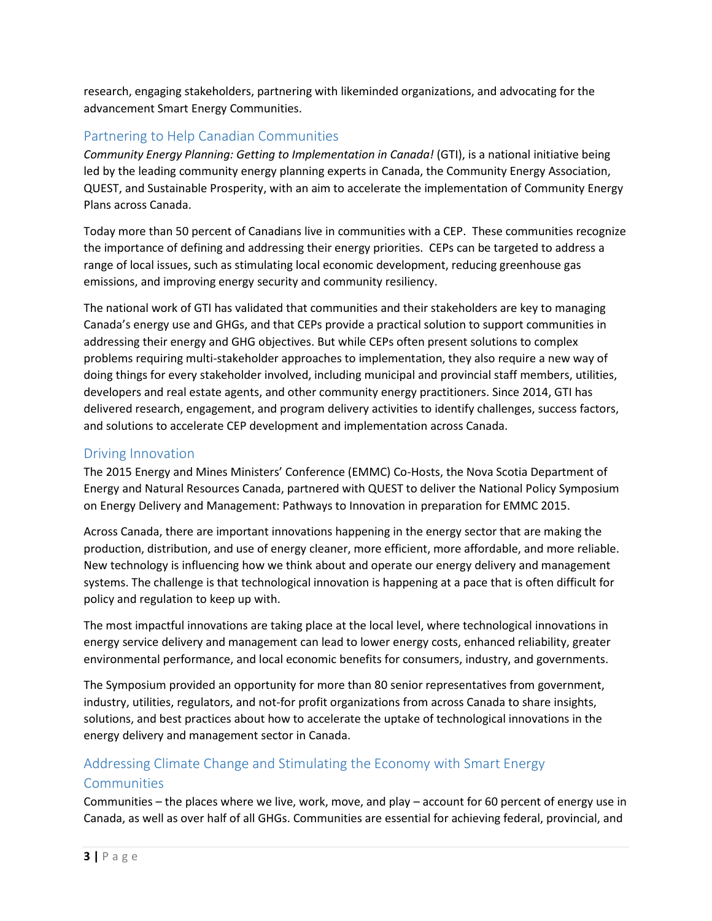research, engaging stakeholders, partnering with likeminded organizations, and advocating for the advancement Smart Energy Communities.

## Partnering to Help Canadian Communities

*Community Energy Planning: Getting to Implementation in Canada!* (GTI), is a national initiative being led by the leading community energy planning experts in Canada, the Community Energy Association, QUEST, and Sustainable Prosperity, with an aim to accelerate the implementation of Community Energy Plans across Canada.

Today more than 50 percent of Canadians live in communities with a CEP. These communities recognize the importance of defining and addressing their energy priorities. CEPs can be targeted to address a range of local issues, such as stimulating local economic development, reducing greenhouse gas emissions, and improving energy security and community resiliency.

The national work of GTI has validated that communities and their stakeholders are key to managing Canada's energy use and GHGs, and that CEPs provide a practical solution to support communities in addressing their energy and GHG objectives. But while CEPs often present solutions to complex problems requiring multi-stakeholder approaches to implementation, they also require a new way of doing things for every stakeholder involved, including municipal and provincial staff members, utilities, developers and real estate agents, and other community energy practitioners. Since 2014, GTI has delivered research, engagement, and program delivery activities to identify challenges, success factors, and solutions to accelerate CEP development and implementation across Canada.

## Driving Innovation

The 2015 Energy and Mines Ministers' Conference (EMMC) Co-Hosts, the Nova Scotia Department of Energy and Natural Resources Canada, partnered with QUEST to deliver the National Policy Symposium on Energy Delivery and Management: Pathways to Innovation in preparation for EMMC 2015.

Across Canada, there are important innovations happening in the energy sector that are making the production, distribution, and use of energy cleaner, more efficient, more affordable, and more reliable. New technology is influencing how we think about and operate our energy delivery and management systems. The challenge is that technological innovation is happening at a pace that is often difficult for policy and regulation to keep up with.

The most impactful innovations are taking place at the local level, where technological innovations in energy service delivery and management can lead to lower energy costs, enhanced reliability, greater environmental performance, and local economic benefits for consumers, industry, and governments.

The Symposium provided an opportunity for more than 80 senior representatives from government, industry, utilities, regulators, and not-for profit organizations from across Canada to share insights, solutions, and best practices about how to accelerate the uptake of technological innovations in the energy delivery and management sector in Canada.

## Addressing Climate Change and Stimulating the Economy with Smart Energy Communities

Communities – the places where we live, work, move, and play – account for 60 percent of energy use in Canada, as well as over half of all GHGs. Communities are essential for achieving federal, provincial, and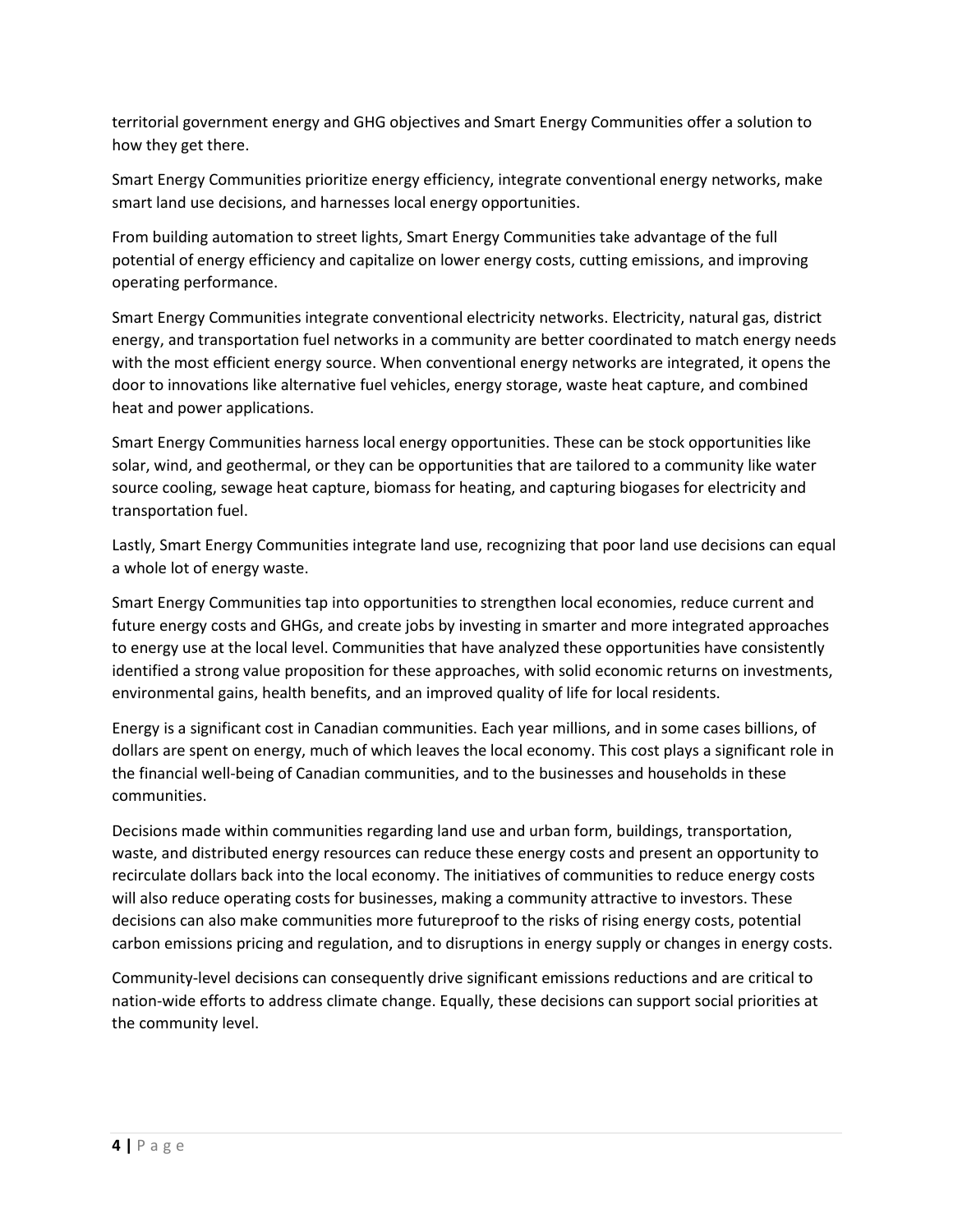territorial government energy and GHG objectives and Smart Energy Communities offer a solution to how they get there.

Smart Energy Communities prioritize energy efficiency, integrate conventional energy networks, make smart land use decisions, and harnesses local energy opportunities.

From building automation to street lights, Smart Energy Communities take advantage of the full potential of energy efficiency and capitalize on lower energy costs, cutting emissions, and improving operating performance.

Smart Energy Communities integrate conventional electricity networks. Electricity, natural gas, district energy, and transportation fuel networks in a community are better coordinated to match energy needs with the most efficient energy source. When conventional energy networks are integrated, it opens the door to innovations like alternative fuel vehicles, energy storage, waste heat capture, and combined heat and power applications.

Smart Energy Communities harness local energy opportunities. These can be stock opportunities like solar, wind, and geothermal, or they can be opportunities that are tailored to a community like water source cooling, sewage heat capture, biomass for heating, and capturing biogases for electricity and transportation fuel.

Lastly, Smart Energy Communities integrate land use, recognizing that poor land use decisions can equal a whole lot of energy waste.

Smart Energy Communities tap into opportunities to strengthen local economies, reduce current and future energy costs and GHGs, and create jobs by investing in smarter and more integrated approaches to energy use at the local level. Communities that have analyzed these opportunities have consistently identified a strong value proposition for these approaches, with solid economic returns on investments, environmental gains, health benefits, and an improved quality of life for local residents.

Energy is a significant cost in Canadian communities. Each year millions, and in some cases billions, of dollars are spent on energy, much of which leaves the local economy. This cost plays a significant role in the financial well-being of Canadian communities, and to the businesses and households in these communities.

Decisions made within communities regarding land use and urban form, buildings, transportation, waste, and distributed energy resources can reduce these energy costs and present an opportunity to recirculate dollars back into the local economy. The initiatives of communities to reduce energy costs will also reduce operating costs for businesses, making a community attractive to investors. These decisions can also make communities more futureproof to the risks of rising energy costs, potential carbon emissions pricing and regulation, and to disruptions in energy supply or changes in energy costs.

Community-level decisions can consequently drive significant emissions reductions and are critical to nation-wide efforts to address climate change. Equally, these decisions can support social priorities at the community level.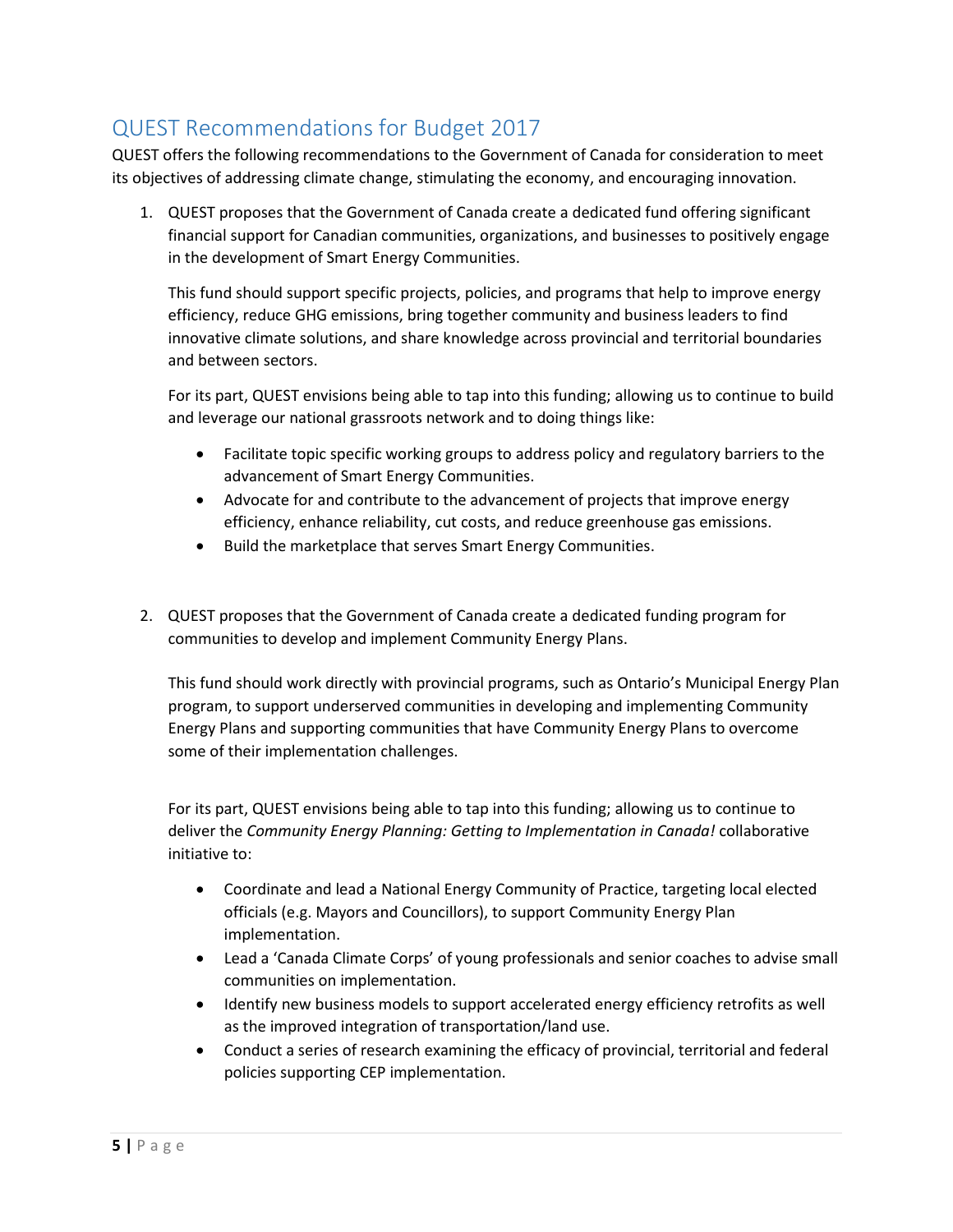## QUEST Recommendations for Budget 2017

QUEST offers the following recommendations to the Government of Canada for consideration to meet its objectives of addressing climate change, stimulating the economy, and encouraging innovation.

1. QUEST proposes that the Government of Canada create a dedicated fund offering significant financial support for Canadian communities, organizations, and businesses to positively engage in the development of Smart Energy Communities.

   This fund should support specific projects, policies, and programs that help to improve energy efficiency, reduce GHG emissions, bring together community and business leaders to find innovative climate solutions, and share knowledge across provincial and territorial boundaries and between sectors.

   For its part, QUEST envisions being able to tap into this funding; allowing us to continue to build and leverage our national grassroots network and to doing things like:

   - Facilitate topic specific working groups to address policy and regulatory barriers to the advancement of Smart Energy Communities.
   - Advocate for and contribute to the advancement of projects that improve energy efficiency, enhance reliability, cut costs, and reduce greenhouse gas emissions.
   - Build the marketplace that serves Smart Energy Communities.

2. QUEST proposes that the Government of Canada create a dedicated funding program for communities to develop and implement Community Energy Plans.

   This fund should work directly with provincial programs, such as Ontario's Municipal Energy Plan program, to support underserved communities in developing and implementing Community Energy Plans and supporting communities that have Community Energy Plans to overcome some of their implementation challenges.

   For its part, QUEST envisions being able to tap into this funding; allowing us to continue to deliver the *Community Energy Planning: Getting to Implementation in Canada!* collaborative initiative to:

   - Coordinate and lead a National Energy Community of Practice, targeting local elected officials (e.g. Mayors and Councillors), to support Community Energy Plan implementation.
   - Lead a 'Canada Climate Corps' of young professionals and senior coaches to advise small communities on implementation.
   - Identify new business models to support accelerated energy efficiency retrofits as well as the improved integration of transportation/land use.
   - Conduct a series of research examining the efficacy of provincial, territorial and federal policies supporting CEP implementation.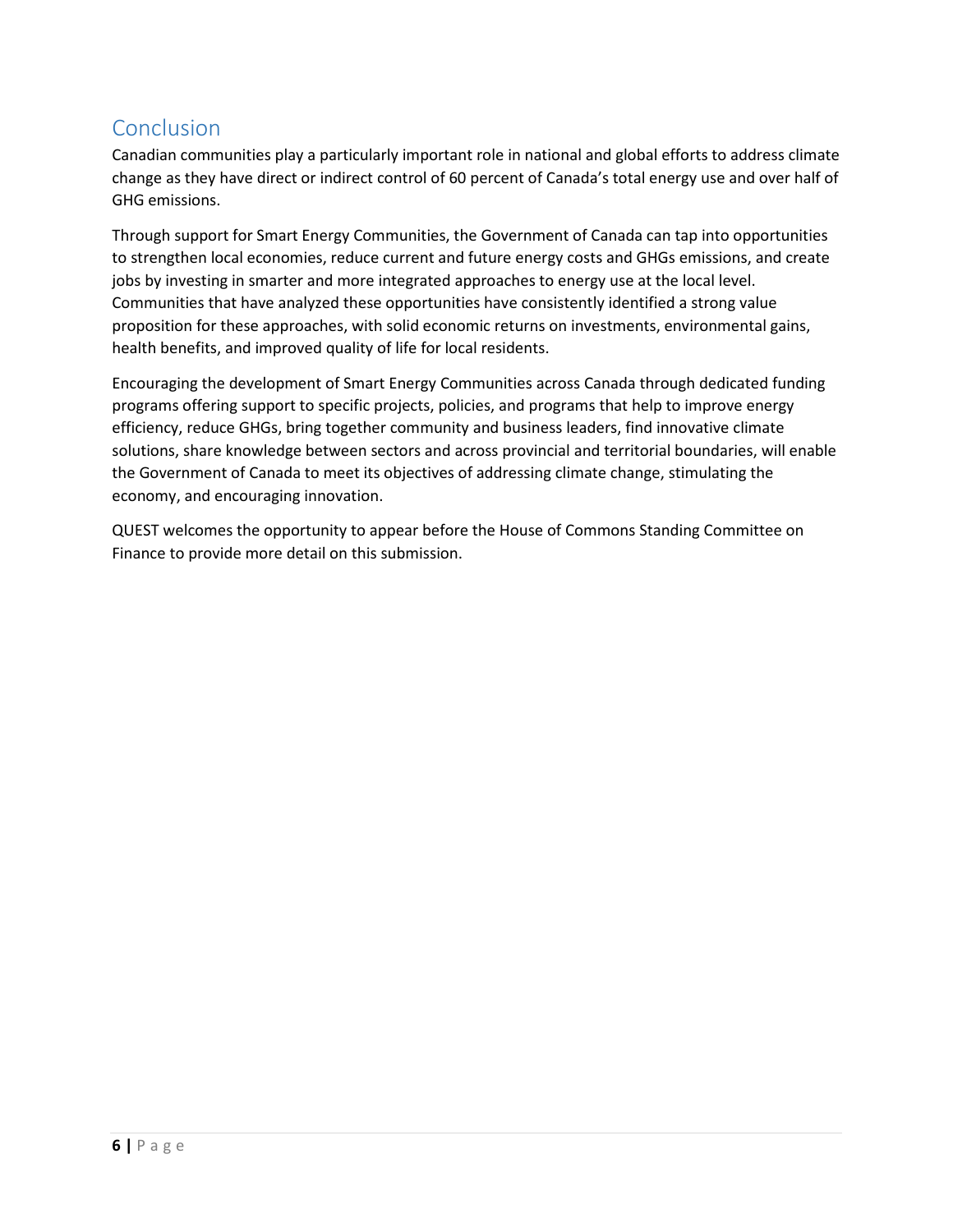## Conclusion

Canadian communities play a particularly important role in national and global efforts to address climate change as they have direct or indirect control of 60 percent of Canada's total energy use and over half of GHG emissions.

Through support for Smart Energy Communities, the Government of Canada can tap into opportunities to strengthen local economies, reduce current and future energy costs and GHGs emissions, and create jobs by investing in smarter and more integrated approaches to energy use at the local level. Communities that have analyzed these opportunities have consistently identified a strong value proposition for these approaches, with solid economic returns on investments, environmental gains, health benefits, and improved quality of life for local residents.

Encouraging the development of Smart Energy Communities across Canada through dedicated funding programs offering support to specific projects, policies, and programs that help to improve energy efficiency, reduce GHGs, bring together community and business leaders, find innovative climate solutions, share knowledge between sectors and across provincial and territorial boundaries, will enable the Government of Canada to meet its objectives of addressing climate change, stimulating the economy, and encouraging innovation.

QUEST welcomes the opportunity to appear before the House of Commons Standing Committee on Finance to provide more detail on this submission.